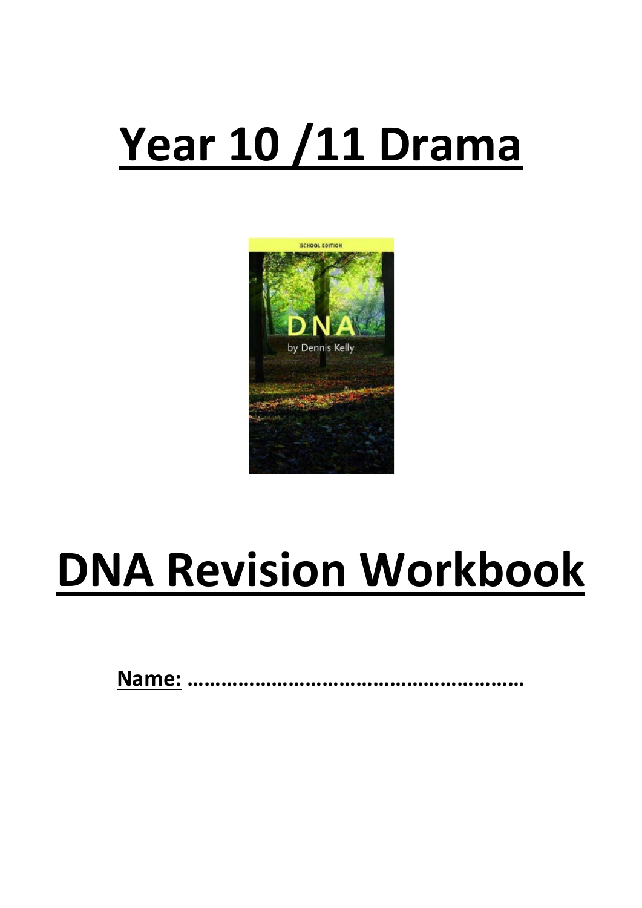# Year 10 /11 Drama

# DNA Revision Workbook

**Name:** ……………………………………………………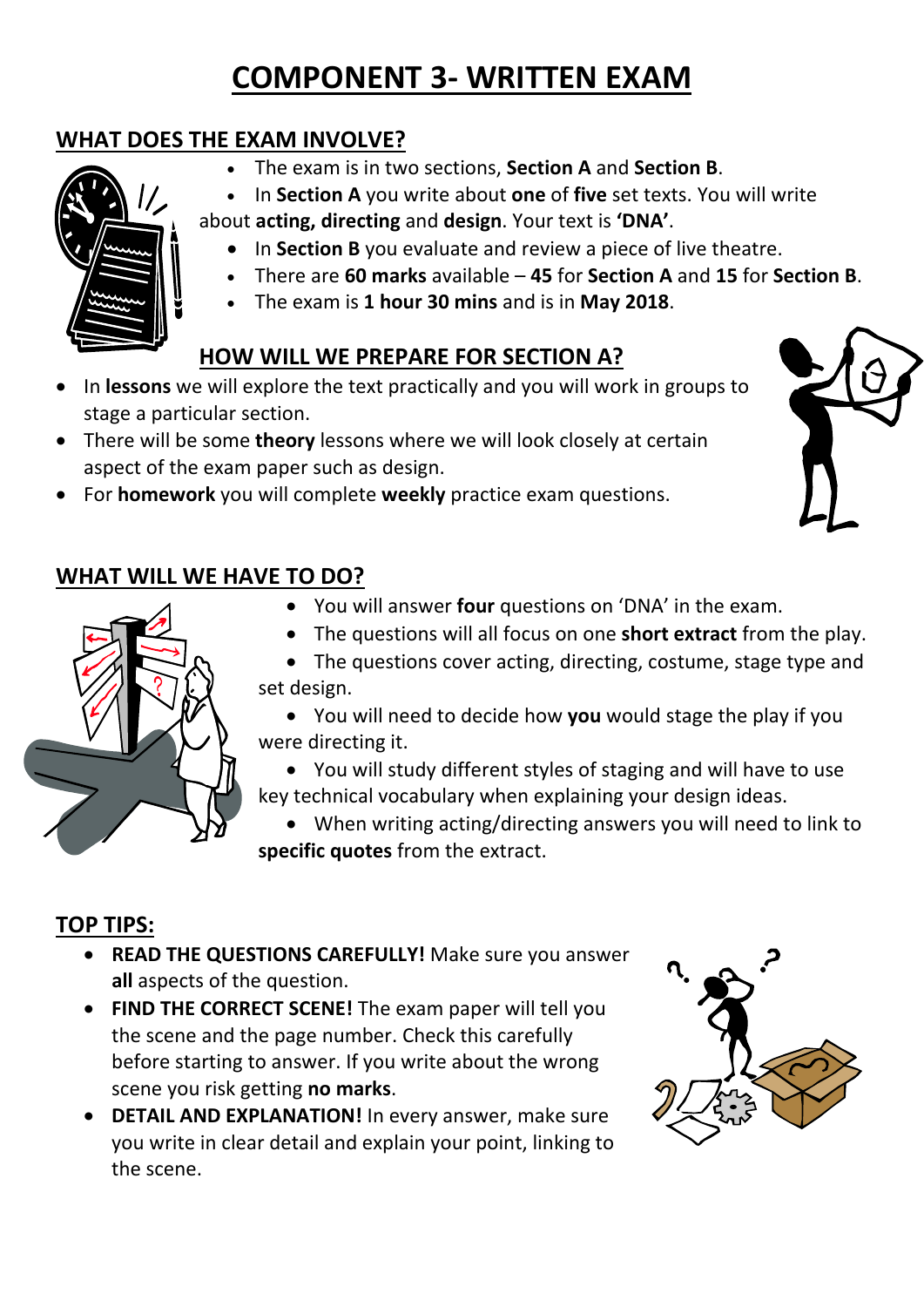# COMPONENT 3- WRITTEN EXAM

## WHAT DOES THE EXAM INVOLVE?

- The exam is in two sections, **Section A** and **Section B**.
- In **Section A** you write about **one** of **five** set texts. You will write about **acting, directing** and **design**. Your text is **'DNA'**.
- In **Section B** you evaluate and review a piece of live theatre.
- There are **60 marks** available – **45** for **Section A** and **15** for **Section B**.
- The exam is **1 hour 30 mins** and is in **May 2018**.

## HOW WILL WE PREPARE FOR SECTION A?

- In **lessons** we will explore the text practically and you will work in groups to stage a particular section.
- There will be some **theory** lessons where we will look closely at certain aspect of the exam paper such as design.
- For **homework** you will complete **weekly** practice exam questions.

## WHAT WILL WE HAVE TO DO?

- You will answer **four** questions on 'DNA' in the exam.
- The questions will all focus on one **short extract** from the play.
- The questions cover acting, directing, costume, stage type and set design.
- You will need to decide how **you** would stage the play if you were directing it.
- You will study different styles of staging and will have to use key technical vocabulary when explaining your design ideas.
- When writing acting/directing answers you will need to link to **specific quotes** from the extract.

## TOP TIPS:

- **READ THE QUESTIONS CAREFULLY!** Make sure you answer **all** aspects of the question.
- **FIND THE CORRECT SCENE!** The exam paper will tell you the scene and the page number. Check this carefully before starting to answer. If you write about the wrong scene you risk getting **no marks**.
- **DETAIL AND EXPLANATION!** In every answer, make sure you write in clear detail and explain your point, linking to the scene.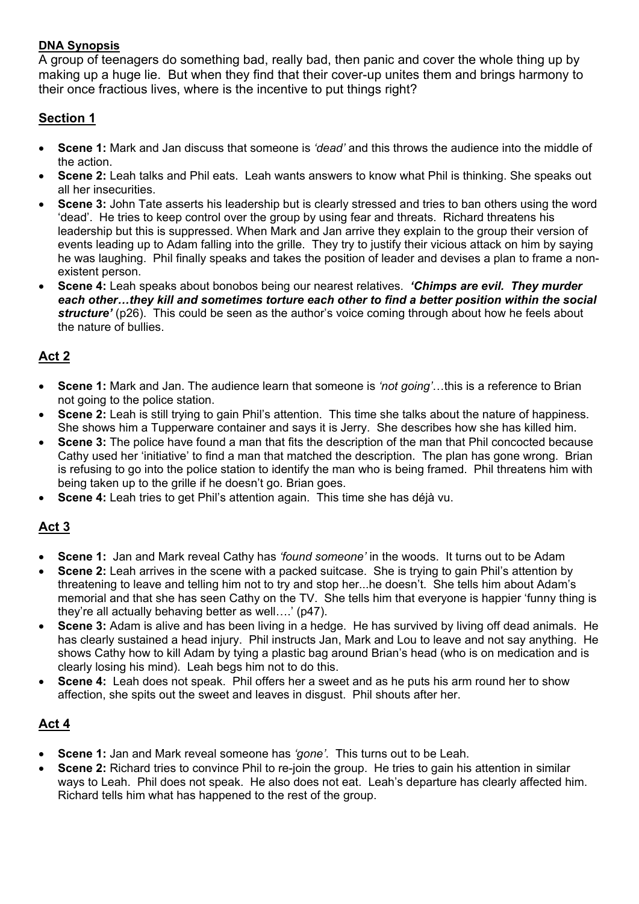**DNA Synopsis**

A group of teenagers do something bad, really bad, then panic and cover the whole thing up by making up a huge lie. But when they find that their cover-up unites them and brings harmony to their once fractious lives, where is the incentive to put things right?

## Section 1

- **Scene 1:** Mark and Jan discuss that someone is *'dead'* and this throws the audience into the middle of the action.
- **Scene 2:** Leah talks and Phil eats. Leah wants answers to know what Phil is thinking. She speaks out all her insecurities.
- **Scene 3:** John Tate asserts his leadership but is clearly stressed and tries to ban others using the word 'dead'. He tries to keep control over the group by using fear and threats. Richard threatens his leadership but this is suppressed. When Mark and Jan arrive they explain to the group their version of events leading up to Adam falling into the grille. They try to justify their vicious attack on him by saying he was laughing. Phil finally speaks and takes the position of leader and devises a plan to frame a non-existent person.
- **Scene 4:** Leah speaks about bonobos being our nearest relatives. ***'Chimps are evil. They murder each other…they kill and sometimes torture each other to find a better position within the social structure'*** (p26). This could be seen as the author's voice coming through about how he feels about the nature of bullies.

## Act 2

- **Scene 1:** Mark and Jan. The audience learn that someone is *'not going'*…this is a reference to Brian not going to the police station.
- **Scene 2:** Leah is still trying to gain Phil's attention. This time she talks about the nature of happiness. She shows him a Tupperware container and says it is Jerry. She describes how she has killed him.
- **Scene 3:** The police have found a man that fits the description of the man that Phil concocted because Cathy used her 'initiative' to find a man that matched the description. The plan has gone wrong. Brian is refusing to go into the police station to identify the man who is being framed. Phil threatens him with being taken up to the grille if he doesn't go. Brian goes.
- **Scene 4:** Leah tries to get Phil's attention again. This time she has déjà vu.

## Act 3

- **Scene 1:** Jan and Mark reveal Cathy has *'found someone'* in the woods. It turns out to be Adam
- **Scene 2:** Leah arrives in the scene with a packed suitcase. She is trying to gain Phil's attention by threatening to leave and telling him not to try and stop her...he doesn't. She tells him about Adam's memorial and that she has seen Cathy on the TV. She tells him that everyone is happier 'funny thing is they're all actually behaving better as well….' (p47).
- **Scene 3:** Adam is alive and has been living in a hedge. He has survived by living off dead animals. He has clearly sustained a head injury. Phil instructs Jan, Mark and Lou to leave and not say anything. He shows Cathy how to kill Adam by tying a plastic bag around Brian's head (who is on medication and is clearly losing his mind). Leah begs him not to do this.
- **Scene 4:** Leah does not speak. Phil offers her a sweet and as he puts his arm round her to show affection, she spits out the sweet and leaves in disgust. Phil shouts after her.

## Act 4

- **Scene 1:** Jan and Mark reveal someone has *'gone'*. This turns out to be Leah.
- **Scene 2:** Richard tries to convince Phil to re-join the group. He tries to gain his attention in similar ways to Leah. Phil does not speak. He also does not eat. Leah's departure has clearly affected him. Richard tells him what has happened to the rest of the group.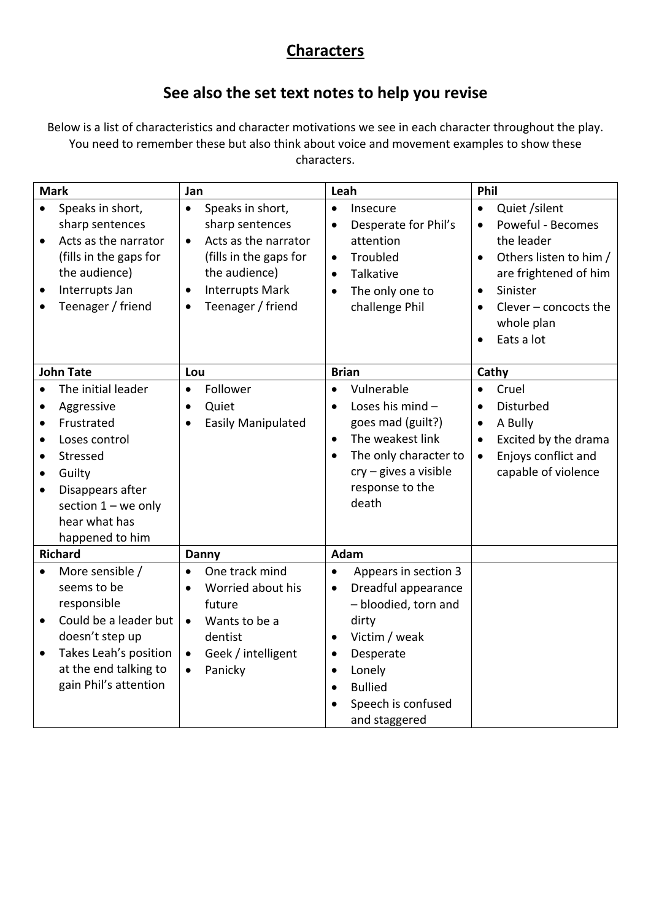# Characters

## See also the set text notes to help you revise

Below is a list of characteristics and character motivations we see in each character throughout the play. You need to remember these but also think about voice and movement examples to show these characters.

| Mark | Jan | Leah | Phil |
|---|---|---|---|
| • Speaks in short, sharp sentences<br>• Acts as the narrator (fills in the gaps for the audience)<br>• Interrupts Jan<br>• Teenager / friend | • Speaks in short, sharp sentences<br>• Acts as the narrator (fills in the gaps for the audience)<br>• Interrupts Mark<br>• Teenager / friend | • Insecure<br>• Desperate for Phil's attention<br>• Troubled<br>• Talkative<br>• The only one to challenge Phil | • Quiet /silent<br>• Poweful - Becomes the leader<br>• Others listen to him / are frightened of him<br>• Sinister<br>• Clever – concocts the whole plan<br>• Eats a lot |
| **John Tate** | **Lou** | **Brian** | **Cathy** |
| • The initial leader<br>• Aggressive<br>• Frustrated<br>• Loses control<br>• Stressed<br>• Guilty<br>• Disappears after section 1 – we only hear what has happened to him | • Follower<br>• Quiet<br>• Easily Manipulated | • Vulnerable<br>• Loses his mind – goes mad (guilt?)<br>• The weakest link<br>• The only character to cry – gives a visible response to the death | • Cruel<br>• Disturbed<br>• A Bully<br>• Excited by the drama<br>• Enjoys conflict and capable of violence |
| **Richard** | **Danny** | **Adam** | |
| • More sensible / seems to be responsible<br>• Could be a leader but doesn't step up<br>• Takes Leah's position at the end talking to gain Phil's attention | • One track mind<br>• Worried about his future<br>• Wants to be a dentist<br>• Geek / intelligent<br>• Panicky | • Appears in section 3<br>• Dreadful appearance – bloodied, torn and dirty<br>• Victim / weak<br>• Desperate<br>• Lonely<br>• Bullied<br>• Speech is confused and staggered | |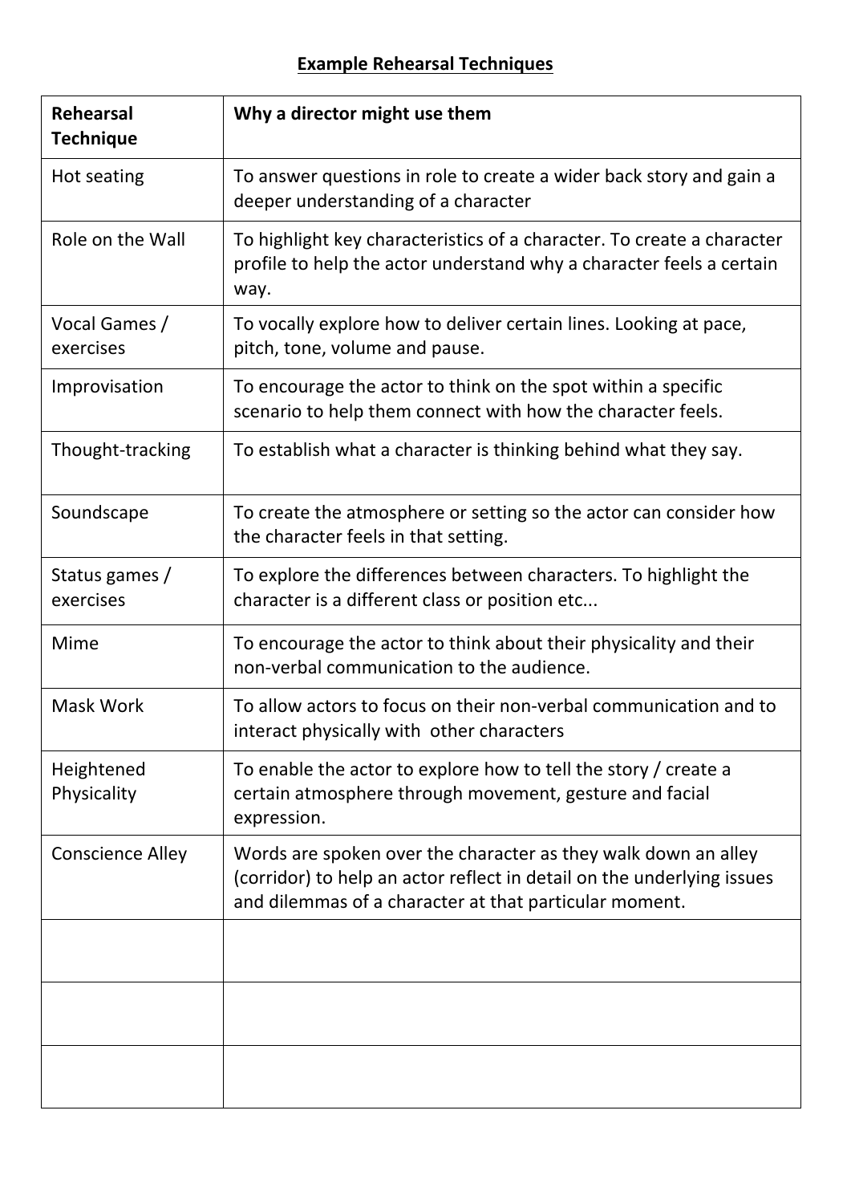**Example Rehearsal Techniques**

| Rehearsal Technique | Why a director might use them |
|---|---|
| Hot seating | To answer questions in role to create a wider back story and gain a deeper understanding of a character |
| Role on the Wall | To highlight key characteristics of a character. To create a character profile to help the actor understand why a character feels a certain way. |
| Vocal Games / exercises | To vocally explore how to deliver certain lines. Looking at pace, pitch, tone, volume and pause. |
| Improvisation | To encourage the actor to think on the spot within a specific scenario to help them connect with how the character feels. |
| Thought-tracking | To establish what a character is thinking behind what they say. |
| Soundscape | To create the atmosphere or setting so the actor can consider how the character feels in that setting. |
| Status games / exercises | To explore the differences between characters. To highlight the character is a different class or position etc... |
| Mime | To encourage the actor to think about their physicality and their non-verbal communication to the audience. |
| Mask Work | To allow actors to focus on their non-verbal communication and to interact physically with other characters |
| Heightened Physicality | To enable the actor to explore how to tell the story / create a certain atmosphere through movement, gesture and facial expression. |
| Conscience Alley | Words are spoken over the character as they walk down an alley (corridor) to help an actor reflect in detail on the underlying issues and dilemmas of a character at that particular moment. |
| | |
| | |
| | |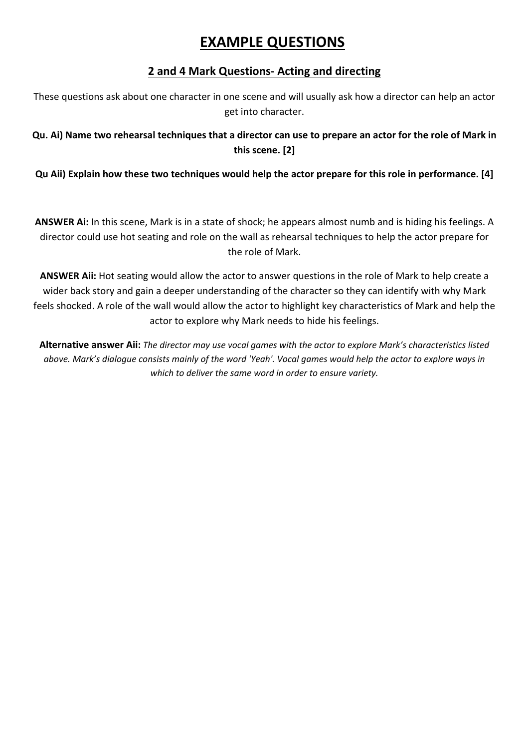# EXAMPLE QUESTIONS

## 2 and 4 Mark Questions- Acting and directing

These questions ask about one character in one scene and will usually ask how a director can help an actor get into character.

**Qu. Ai) Name two rehearsal techniques that a director can use to prepare an actor for the role of Mark in this scene. [2]**

**Qu Aii) Explain how these two techniques would help the actor prepare for this role in performance. [4]**

**ANSWER Ai:** In this scene, Mark is in a state of shock; he appears almost numb and is hiding his feelings. A director could use hot seating and role on the wall as rehearsal techniques to help the actor prepare for the role of Mark.

**ANSWER Aii:** Hot seating would allow the actor to answer questions in the role of Mark to help create a wider back story and gain a deeper understanding of the character so they can identify with why Mark feels shocked. A role of the wall would allow the actor to highlight key characteristics of Mark and help the actor to explore why Mark needs to hide his feelings.

**Alternative answer Aii:** *The director may use vocal games with the actor to explore Mark's characteristics listed above. Mark's dialogue consists mainly of the word 'Yeah'. Vocal games would help the actor to explore ways in which to deliver the same word in order to ensure variety.*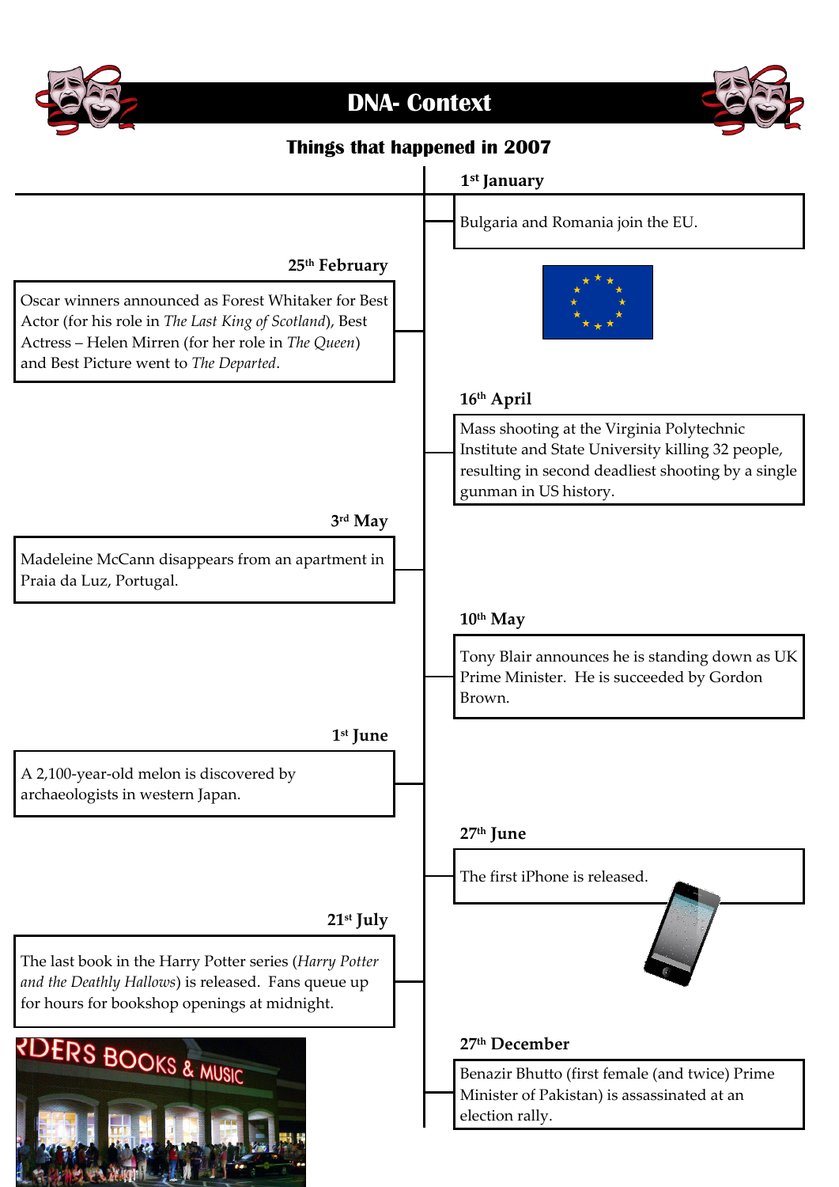# DNA- Context

## Things that happened in 2007

**1st January**

Bulgaria and Romania join the EU.

**25th February**

Oscar winners announced as Forest Whitaker for Best Actor (for his role in *The Last King of Scotland*), Best Actress – Helen Mirren (for her role in *The Queen*) and Best Picture went to *The Departed*.

**16th April**

Mass shooting at the Virginia Polytechnic Institute and State University killing 32 people, resulting in second deadliest shooting by a single gunman in US history.

**3rd May**

Madeleine McCann disappears from an apartment in Praia da Luz, Portugal.

**10th May**

Tony Blair announces he is standing down as UK Prime Minister. He is succeeded by Gordon Brown.

**1st June**

A 2,100-year-old melon is discovered by archaeologists in western Japan.

**27th June**

The first iPhone is released.

**21st July**

The last book in the Harry Potter series (*Harry Potter and the Deathly Hallows*) is released. Fans queue up for hours for bookshop openings at midnight.

**27th December**

Benazir Bhutto (first female (and twice) Prime Minister of Pakistan) is assassinated at an election rally.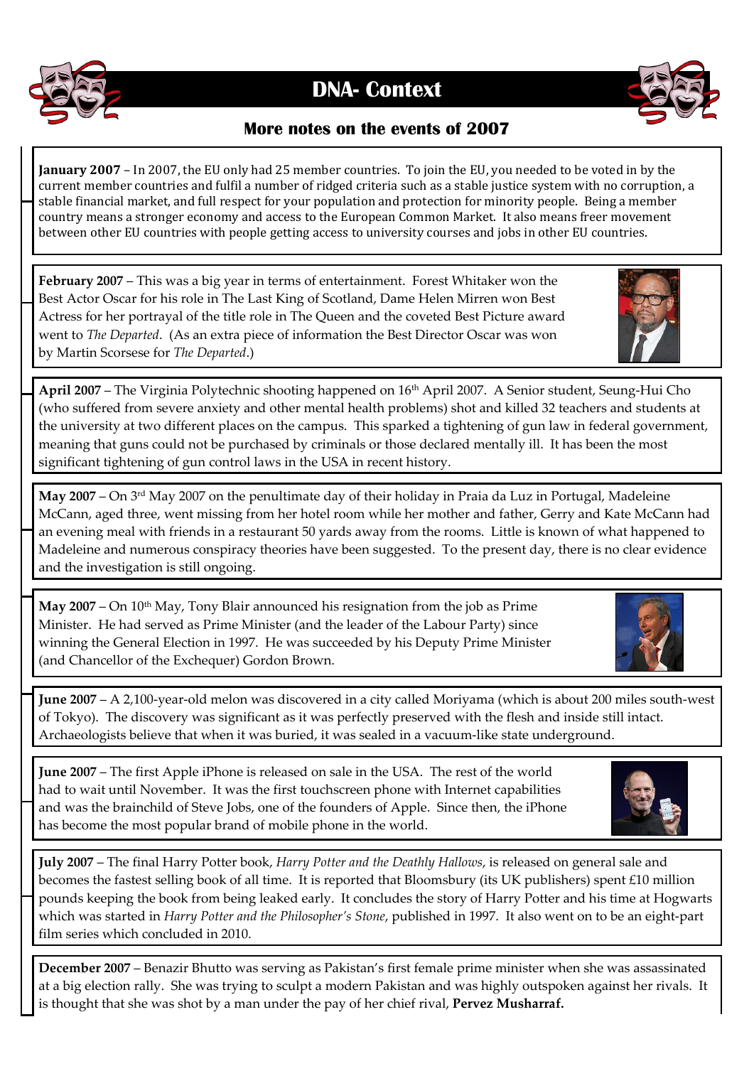# DNA- Context

## More notes on the events of 2007

**January 2007** – In 2007, the EU only had 25 member countries. To join the EU, you needed to be voted in by the current member countries and fulfil a number of ridged criteria such as a stable justice system with no corruption, a stable financial market, and full respect for your population and protection for minority people. Being a member country means a stronger economy and access to the European Common Market. It also means freer movement between other EU countries with people getting access to university courses and jobs in other EU countries.

**February 2007** – This was a big year in terms of entertainment. Forest Whitaker won the Best Actor Oscar for his role in The Last King of Scotland, Dame Helen Mirren won Best Actress for her portrayal of the title role in The Queen and the coveted Best Picture award went to *The Departed*. (As an extra piece of information the Best Director Oscar was won by Martin Scorsese for *The Departed*.)

**April 2007** – The Virginia Polytechnic shooting happened on 16th April 2007. A Senior student, Seung-Hui Cho (who suffered from severe anxiety and other mental health problems) shot and killed 32 teachers and students at the university at two different places on the campus. This sparked a tightening of gun law in federal government, meaning that guns could not be purchased by criminals or those declared mentally ill. It has been the most significant tightening of gun control laws in the USA in recent history.

**May 2007** – On 3rd May 2007 on the penultimate day of their holiday in Praia da Luz in Portugal, Madeleine McCann, aged three, went missing from her hotel room while her mother and father, Gerry and Kate McCann had an evening meal with friends in a restaurant 50 yards away from the rooms. Little is known of what happened to Madeleine and numerous conspiracy theories have been suggested. To the present day, there is no clear evidence and the investigation is still ongoing.

**May 2007** – On 10th May, Tony Blair announced his resignation from the job as Prime Minister. He had served as Prime Minister (and the leader of the Labour Party) since winning the General Election in 1997. He was succeeded by his Deputy Prime Minister (and Chancellor of the Exchequer) Gordon Brown.

**June 2007** – A 2,100-year-old melon was discovered in a city called Moriyama (which is about 200 miles south-west of Tokyo). The discovery was significant as it was perfectly preserved with the flesh and inside still intact. Archaeologists believe that when it was buried, it was sealed in a vacuum-like state underground.

**June 2007** – The first Apple iPhone is released on sale in the USA. The rest of the world had to wait until November. It was the first touchscreen phone with Internet capabilities and was the brainchild of Steve Jobs, one of the founders of Apple. Since then, the iPhone has become the most popular brand of mobile phone in the world.

**July 2007** – The final Harry Potter book, *Harry Potter and the Deathly Hallows*, is released on general sale and becomes the fastest selling book of all time. It is reported that Bloomsbury (its UK publishers) spent £10 million pounds keeping the book from being leaked early. It concludes the story of Harry Potter and his time at Hogwarts which was started in *Harry Potter and the Philosopher's Stone*, published in 1997. It also went on to be an eight-part film series which concluded in 2010.

**December 2007** – Benazir Bhutto was serving as Pakistan's first female prime minister when she was assassinated at a big election rally. She was trying to sculpt a modern Pakistan and was highly outspoken against her rivals. It is thought that she was shot by a man under the pay of her chief rival, **Pervez Musharraf.**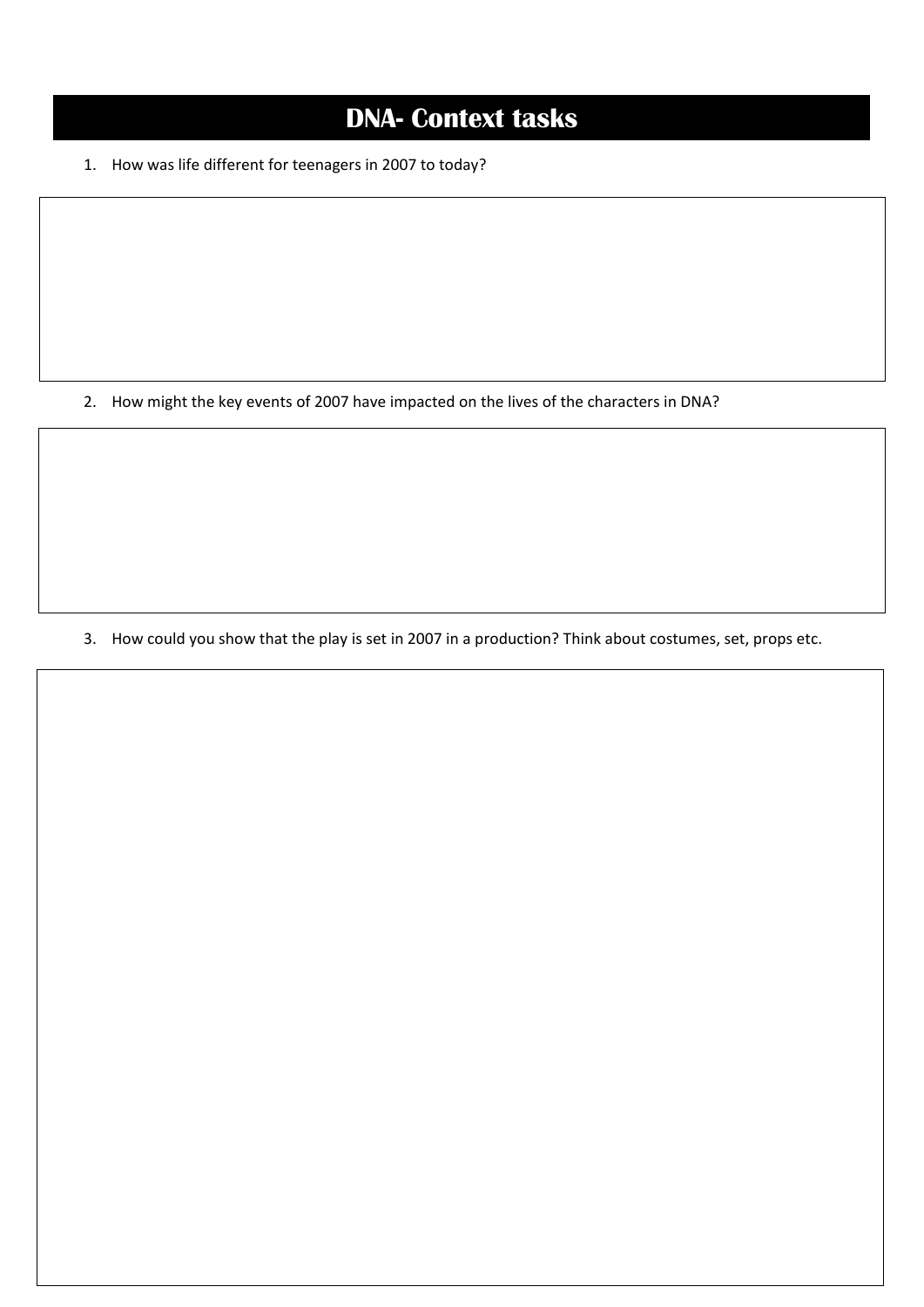# DNA- Context tasks

1. How was life different for teenagers in 2007 to today?

2. How might the key events of 2007 have impacted on the lives of the characters in DNA?

3. How could you show that the play is set in 2007 in a production? Think about costumes, set, props etc.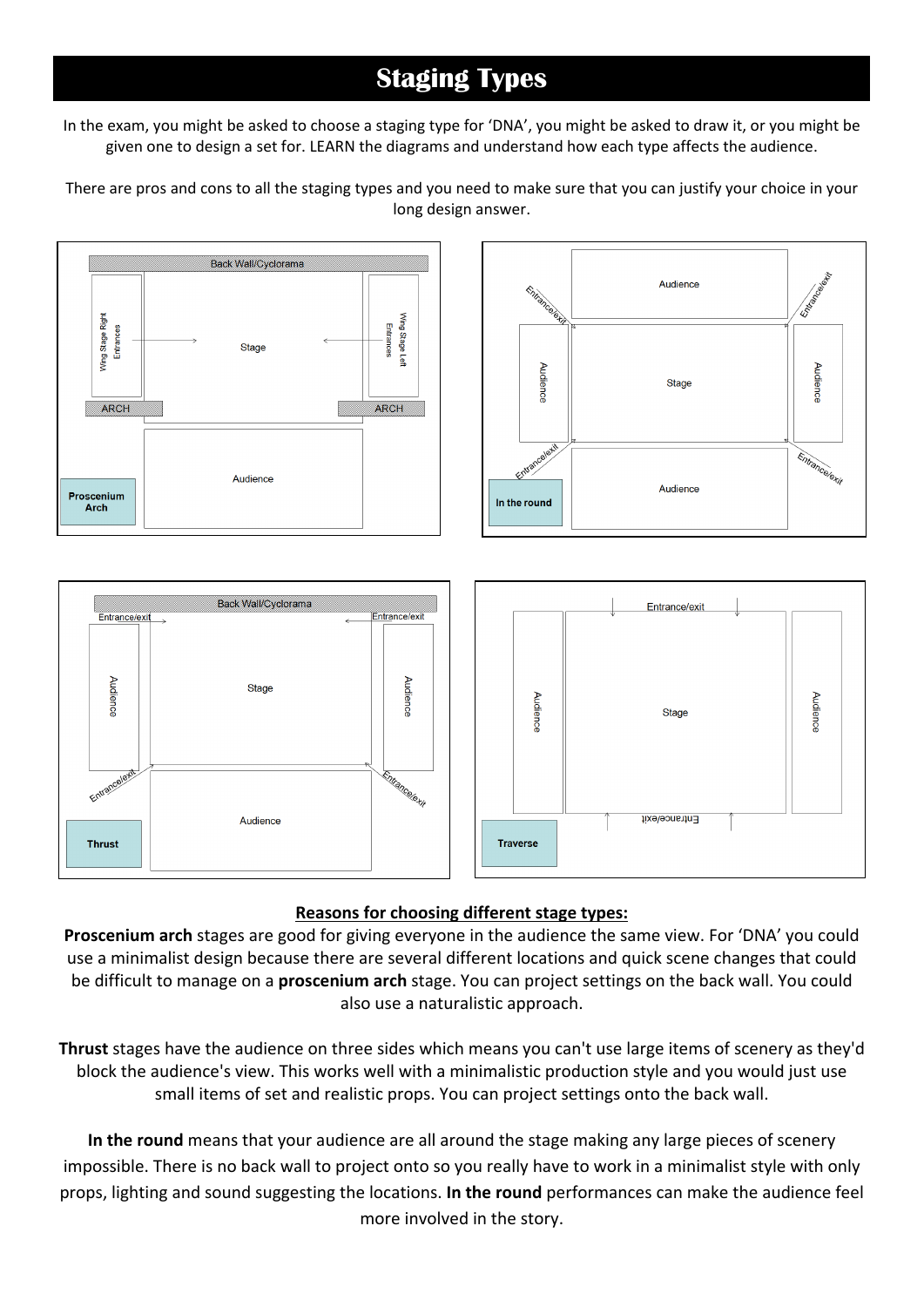# Staging Types

In the exam, you might be asked to choose a staging type for 'DNA', you might be asked to draw it, or you might be given one to design a set for. LEARN the diagrams and understand how each type affects the audience.

There are pros and cons to all the staging types and you need to make sure that you can justify your choice in your long design answer.

**Proscenium Arch**

Back Wall/Cyclorama

Wing Stage Right Entrances

Stage

Wing Stage Left Entrances

ARCH

ARCH

Audience

**In the round**

Audience

Entrance/exit

Entrance/exit

Audience

Stage

Audience

Entrance/exit

Entrance/exit

Audience

**Thrust**

Back Wall/Cyclorama

Entrance/exit

Entrance/exit

Audience

Stage

Audience

Entrance/exit

Entrance/exit

Audience

**Traverse**

Entrance/exit

Audience

Stage

Audience

Entrance/exit

## Reasons for choosing different stage types:

**Proscenium arch** stages are good for giving everyone in the audience the same view. For 'DNA' you could use a minimalist design because there are several different locations and quick scene changes that could be difficult to manage on a **proscenium arch** stage. You can project settings on the back wall. You could also use a naturalistic approach.

**Thrust** stages have the audience on three sides which means you can't use large items of scenery as they'd block the audience's view. This works well with a minimalistic production style and you would just use small items of set and realistic props. You can project settings onto the back wall.

**In the round** means that your audience are all around the stage making any large pieces of scenery impossible. There is no back wall to project onto so you really have to work in a minimalist style with only props, lighting and sound suggesting the locations. **In the round** performances can make the audience feel more involved in the story.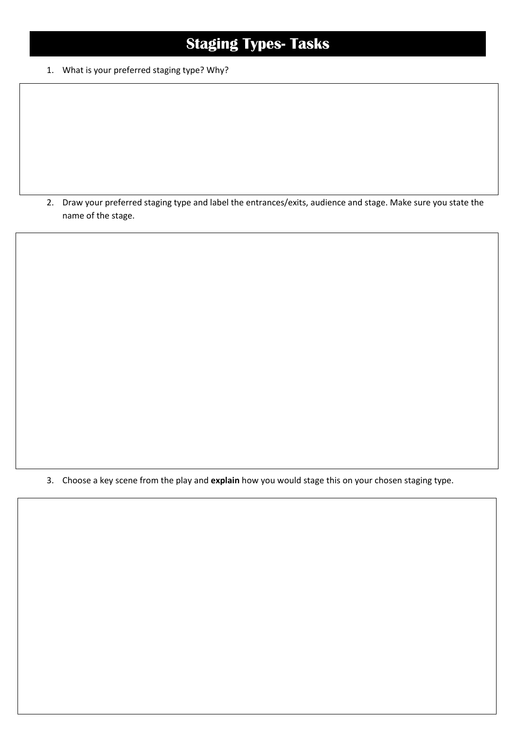# Staging Types- Tasks

1. What is your preferred staging type? Why?

2. Draw your preferred staging type and label the entrances/exits, audience and stage. Make sure you state the name of the stage.

3. Choose a key scene from the play and **explain** how you would stage this on your chosen staging type.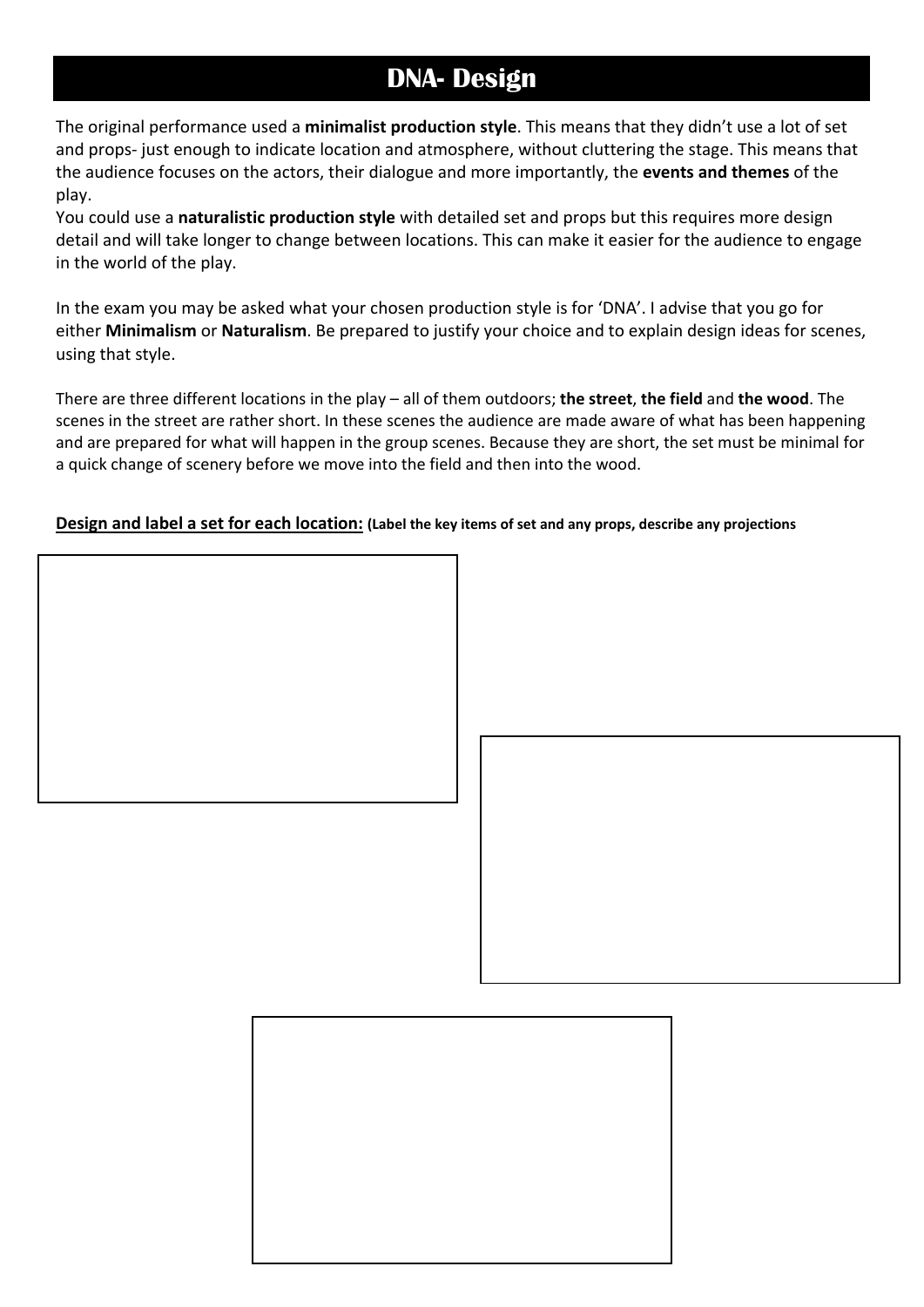# DNA- Design

The original performance used a **minimalist production style**. This means that they didn't use a lot of set and props- just enough to indicate location and atmosphere, without cluttering the stage. This means that the audience focuses on the actors, their dialogue and more importantly, the **events and themes** of the play.

You could use a **naturalistic production style** with detailed set and props but this requires more design detail and will take longer to change between locations. This can make it easier for the audience to engage in the world of the play.

In the exam you may be asked what your chosen production style is for 'DNA'. I advise that you go for either **Minimalism** or **Naturalism**. Be prepared to justify your choice and to explain design ideas for scenes, using that style.

There are three different locations in the play – all of them outdoors; **the street**, **the field** and **the wood**. The scenes in the street are rather short. In these scenes the audience are made aware of what has been happening and are prepared for what will happen in the group scenes. Because they are short, the set must be minimal for a quick change of scenery before we move into the field and then into the wood.

**Design and label a set for each location:** **(Label the key items of set and any props, describe any projections**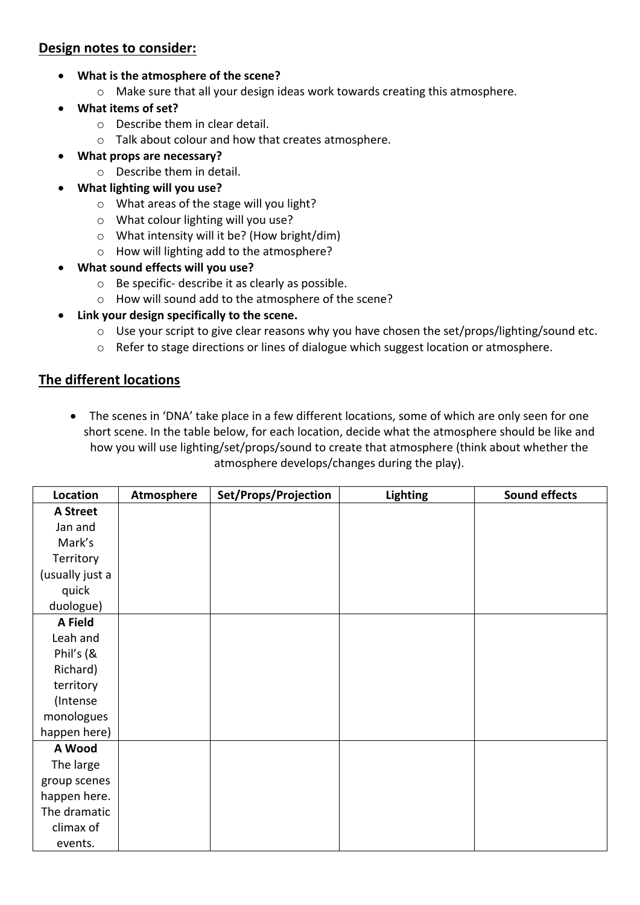## Design notes to consider:

- **What is the atmosphere of the scene?**
    - Make sure that all your design ideas work towards creating this atmosphere.
- **What items of set?**
    - Describe them in clear detail.
    - Talk about colour and how that creates atmosphere.
- **What props are necessary?**
    - Describe them in detail.
- **What lighting will you use?**
    - What areas of the stage will you light?
    - What colour lighting will you use?
    - What intensity will it be? (How bright/dim)
    - How will lighting add to the atmosphere?
- **What sound effects will you use?**
    - Be specific- describe it as clearly as possible.
    - How will sound add to the atmosphere of the scene?
- **Link your design specifically to the scene.**
    - Use your script to give clear reasons why you have chosen the set/props/lighting/sound etc.
    - Refer to stage directions or lines of dialogue which suggest location or atmosphere.

## The different locations

- The scenes in 'DNA' take place in a few different locations, some of which are only seen for one short scene. In the table below, for each location, decide what the atmosphere should be like and how you will use lighting/set/props/sound to create that atmosphere (think about whether the atmosphere develops/changes during the play).

| Location | Atmosphere | Set/Props/Projection | Lighting | Sound effects |
|---|---|---|---|---|
| **A Street** Jan and Mark's Territory (usually just a quick duologue) | | | | |
| **A Field** Leah and Phil's (& Richard) territory (Intense monologues happen here) | | | | |
| **A Wood** The large group scenes happen here. The dramatic climax of events. | | | | |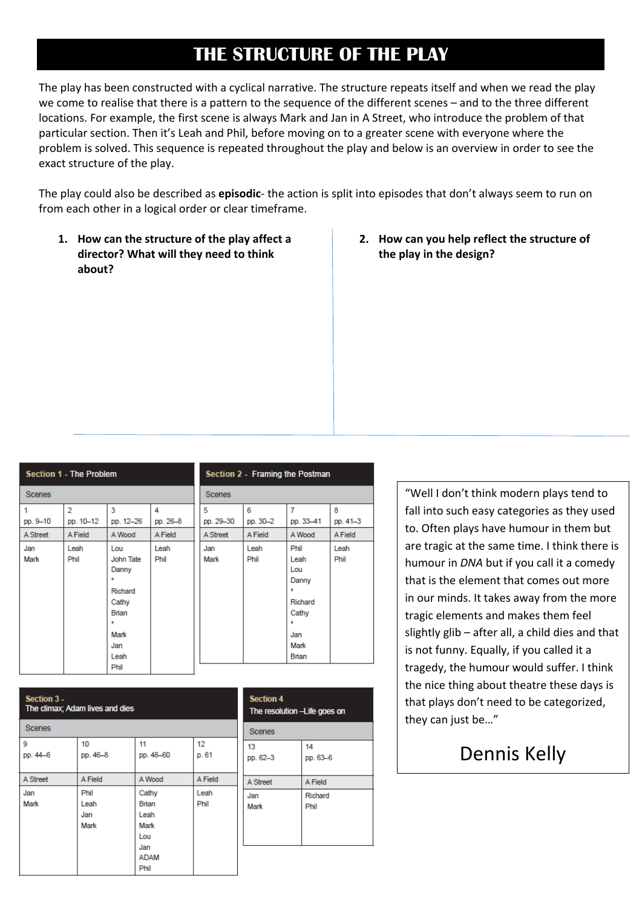# THE STRUCTURE OF THE PLAY

The play has been constructed with a cyclical narrative. The structure repeats itself and when we read the play we come to realise that there is a pattern to the sequence of the different scenes – and to the three different locations. For example, the first scene is always Mark and Jan in A Street, who introduce the problem of that particular section. Then it's Leah and Phil, before moving on to a greater scene with everyone where the problem is solved. This sequence is repeated throughout the play and below is an overview in order to see the exact structure of the play.

The play could also be described as **episodic**- the action is split into episodes that don't always seem to run on from each other in a logical order or clear timeframe.

1. **How can the structure of the play affect a director? What will they need to think about?**

2. **How can you help reflect the structure of the play in the design?**

**Section 1 - The Problem**

| Scenes | | | |
|---|---|---|---|
| 1<br>pp. 9–10 | 2<br>pp. 10–12 | 3<br>pp. 12–26 | 4<br>pp. 26–8 |
| A Street | A Field | A Wood | A Field |
| Jan<br>Mark | Leah<br>Phil | Lou<br>John Tate<br>Danny<br>*<br>Richard<br>Cathy<br>Brian<br>*<br>Mark<br>Jan<br>Leah<br>Phil | Leah<br>Phil |

**Section 2 - Framing the Postman**

| Scenes | | | |
|---|---|---|---|
| 5<br>pp. 29–30 | 6<br>pp. 30–2 | 7<br>pp. 33–41 | 8<br>pp. 41–3 |
| A Street | A Field | A Wood | A Field |
| Jan<br>Mark | Leah<br>Phil | Phil<br>Leah<br>Lou<br>Danny<br>*<br>Richard<br>Cathy<br>*<br>Jan<br>Mark<br>Brian | Leah<br>Phil |

**Section 3 - The climax; Adam lives and dies**

| Scenes | | | |
|---|---|---|---|
| 9<br>pp. 44–6 | 10<br>pp. 46–8 | 11<br>pp. 48–60 | 12<br>p. 61 |
| A Street | A Field | A Wood | A Field |
| Jan<br>Mark | Phil<br>Leah<br>Jan<br>Mark | Cathy<br>Brian<br>Leah<br>Mark<br>Lou<br>Jan<br>ADAM<br>Phil | Leah<br>Phil |

**Section 4 - The resolution –Life goes on**

| Scenes | |
|---|---|
| 13<br>pp. 62–3 | 14<br>pp. 63–6 |
| A Street | A Field |
| Jan<br>Mark | Richard<br>Phil |

"Well I don't think modern plays tend to fall into such easy categories as they used to. Often plays have humour in them but are tragic at the same time. I think there is humour in *DNA* but if you call it a comedy that is the element that comes out more in our minds. It takes away from the more tragic elements and makes them feel slightly glib – after all, a child dies and that is not funny. Equally, if you called it a tragedy, the humour would suffer. I think the nice thing about theatre these days is that plays don't need to be categorized, they can just be…"

Dennis Kelly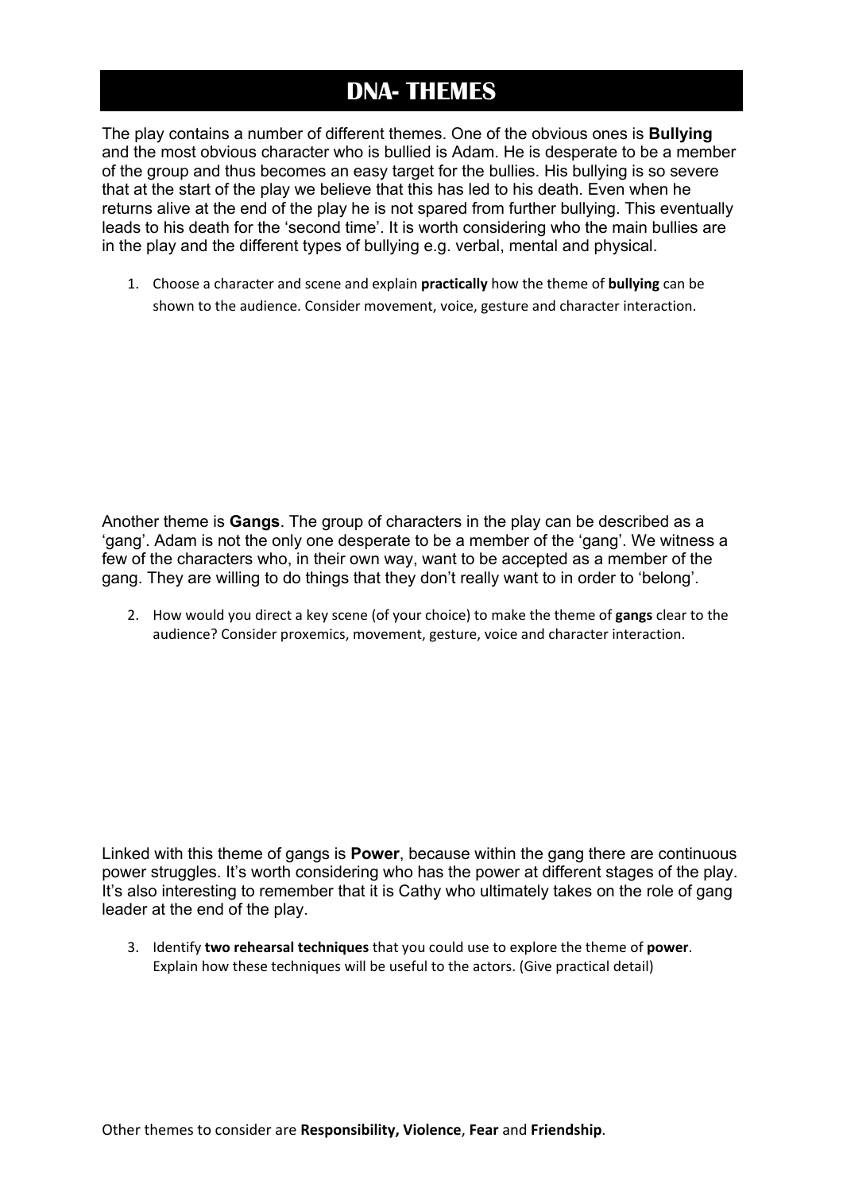# DNA- THEMES

The play contains a number of different themes. One of the obvious ones is **Bullying** and the most obvious character who is bullied is Adam. He is desperate to be a member of the group and thus becomes an easy target for the bullies. His bullying is so severe that at the start of the play we believe that this has led to his death. Even when he returns alive at the end of the play he is not spared from further bullying. This eventually leads to his death for the 'second time'. It is worth considering who the main bullies are in the play and the different types of bullying e.g. verbal, mental and physical.

1. Choose a character and scene and explain **practically** how the theme of **bullying** can be shown to the audience. Consider movement, voice, gesture and character interaction.

Another theme is **Gangs**. The group of characters in the play can be described as a 'gang'. Adam is not the only one desperate to be a member of the 'gang'. We witness a few of the characters who, in their own way, want to be accepted as a member of the gang. They are willing to do things that they don't really want to in order to 'belong'.

2. How would you direct a key scene (of your choice) to make the theme of **gangs** clear to the audience? Consider proxemics, movement, gesture, voice and character interaction.

Linked with this theme of gangs is **Power**, because within the gang there are continuous power struggles. It's worth considering who has the power at different stages of the play. It's also interesting to remember that it is Cathy who ultimately takes on the role of gang leader at the end of the play.

3. Identify **two rehearsal techniques** that you could use to explore the theme of **power**. Explain how these techniques will be useful to the actors. (Give practical detail)

Other themes to consider are **Responsibility, Violence**, **Fear** and **Friendship**.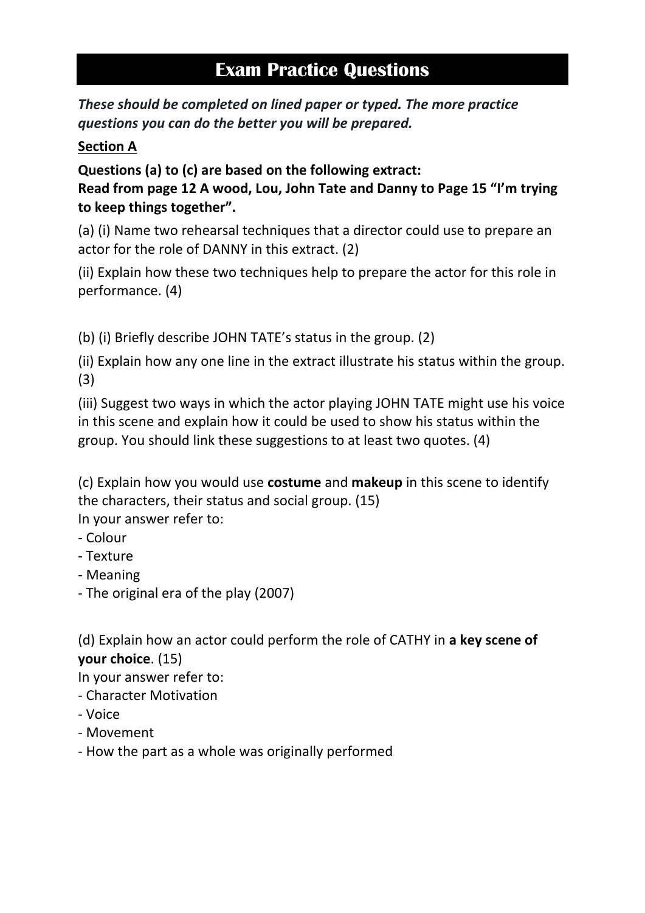# Exam Practice Questions

***These should be completed on lined paper or typed. The more practice questions you can do the better you will be prepared.***

**Section A**

**Questions (a) to (c) are based on the following extract:**
**Read from page 12 A wood, Lou, John Tate and Danny to Page 15 "I'm trying to keep things together".**

(a) (i) Name two rehearsal techniques that a director could use to prepare an actor for the role of DANNY in this extract. (2)

(ii) Explain how these two techniques help to prepare the actor for this role in performance. (4)

(b) (i) Briefly describe JOHN TATE's status in the group. (2)

(ii) Explain how any one line in the extract illustrate his status within the group. (3)

(iii) Suggest two ways in which the actor playing JOHN TATE might use his voice in this scene and explain how it could be used to show his status within the group. You should link these suggestions to at least two quotes. (4)

(c) Explain how you would use **costume** and **makeup** in this scene to identify the characters, their status and social group. (15)
In your answer refer to:
- Colour
- Texture
- Meaning
- The original era of the play (2007)

(d) Explain how an actor could perform the role of CATHY in **a key scene of your choice**. (15)
In your answer refer to:
- Character Motivation
- Voice
- Movement
- How the part as a whole was originally performed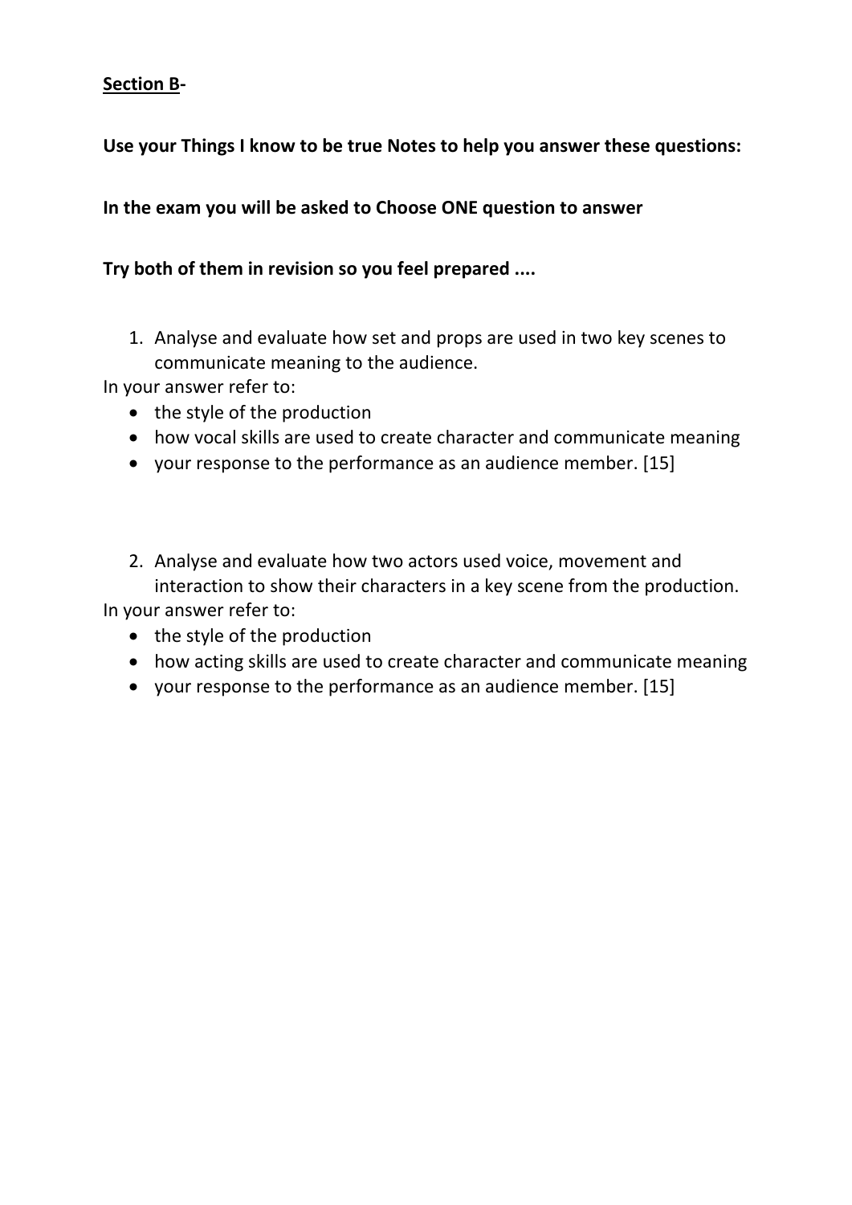**<u>Section B</u>-**

**Use your Things I know to be true Notes to help you answer these questions:**

**In the exam you will be asked to Choose ONE question to answer**

**Try both of them in revision so you feel prepared ....**

1. Analyse and evaluate how set and props are used in two key scenes to communicate meaning to the audience.

In your answer refer to:

- the style of the production
- how vocal skills are used to create character and communicate meaning
- your response to the performance as an audience member. [15]

2. Analyse and evaluate how two actors used voice, movement and interaction to show their characters in a key scene from the production.

In your answer refer to:

- the style of the production
- how acting skills are used to create character and communicate meaning
- your response to the performance as an audience member. [15]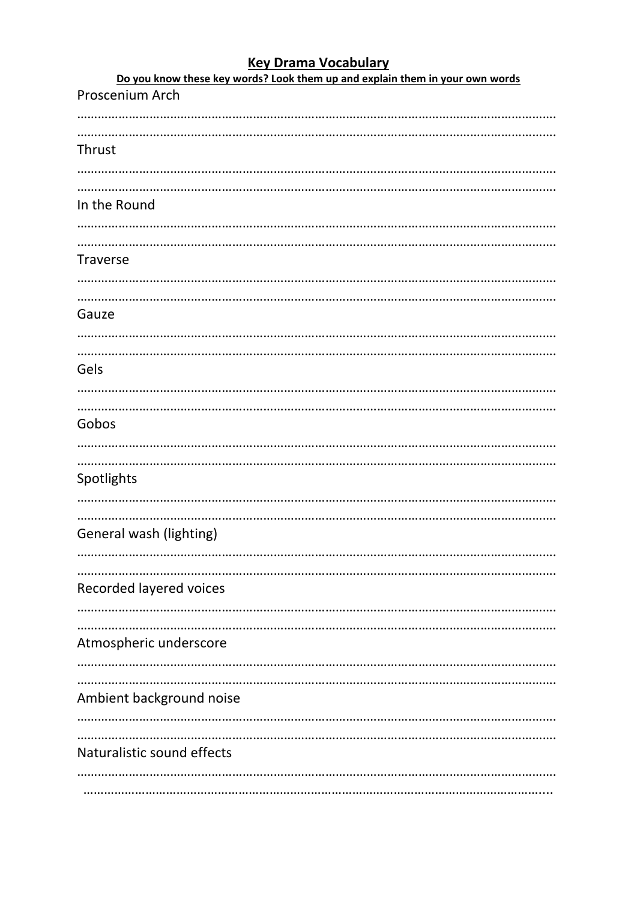# Key Drama Vocabulary

**Do you know these key words? Look them up and explain them in your own words**

Proscenium Arch

……………………………………………………………………………………………………………………………

……………………………………………………………………………………………………………………………

Thrust

……………………………………………………………………………………………………………………………

……………………………………………………………………………………………………………………………

In the Round

……………………………………………………………………………………………………………………………

……………………………………………………………………………………………………………………………

Traverse

……………………………………………………………………………………………………………………………

……………………………………………………………………………………………………………………………

Gauze

……………………………………………………………………………………………………………………………

……………………………………………………………………………………………………………………………

Gels

……………………………………………………………………………………………………………………………

……………………………………………………………………………………………………………………………

Gobos

……………………………………………………………………………………………………………………………

……………………………………………………………………………………………………………………………

Spotlights

……………………………………………………………………………………………………………………………

……………………………………………………………………………………………………………………………

General wash (lighting)

……………………………………………………………………………………………………………………………

……………………………………………………………………………………………………………………………

Recorded layered voices

……………………………………………………………………………………………………………………………

……………………………………………………………………………………………………………………………

Atmospheric underscore

……………………………………………………………………………………………………………………………

……………………………………………………………………………………………………………………………

Ambient background noise

……………………………………………………………………………………………………………………………

……………………………………………………………………………………………………………………………

Naturalistic sound effects

……………………………………………………………………………………………………………………………

……………………………………………………………………………………………………………………………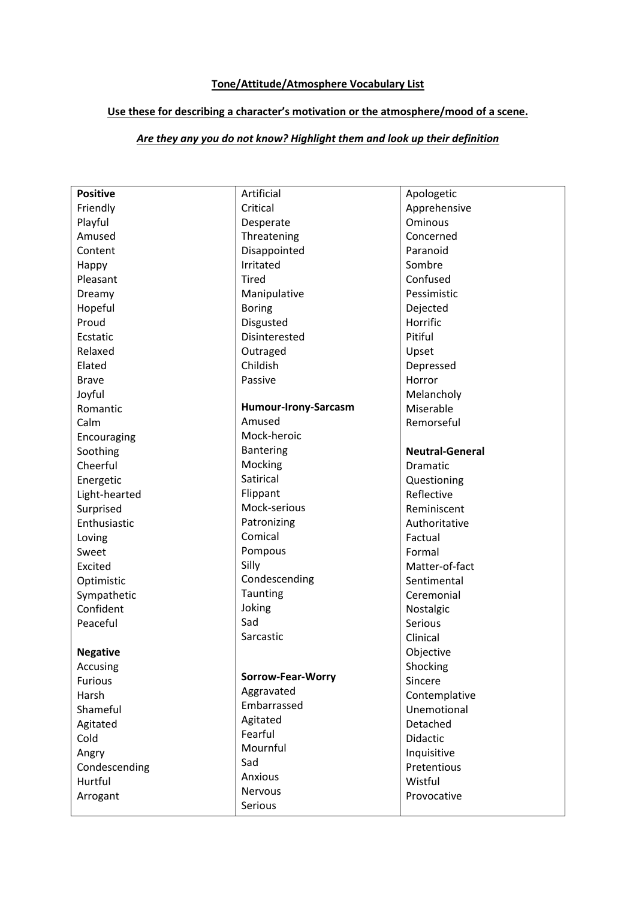**<u>Tone/Attitude/Atmosphere Vocabulary List</u>**

**<u>Use these for describing a character's motivation or the atmosphere/mood of a scene.</u>**

***<u>Are they any you do not know? Highlight them and look up their definition</u>***

**Positive**
Friendly
Playful
Amused
Content
Happy
Pleasant
Dreamy
Hopeful
Proud
Ecstatic
Relaxed
Elated
Brave
Joyful
Romantic
Calm
Encouraging
Soothing
Cheerful
Energetic
Light-hearted
Surprised
Enthusiastic
Loving
Sweet
Excited
Optimistic
Sympathetic
Confident
Peaceful

**Negative**
Accusing
Furious
Harsh
Shameful
Agitated
Cold
Angry
Condescending
Hurtful
Arrogant
Artificial
Critical
Desperate
Threatening
Disappointed
Irritated
Tired
Manipulative
Boring
Disgusted
Disinterested
Outraged
Childish
Passive

**Humour-Irony-Sarcasm**
Amused
Mock-heroic
Bantering
Mocking
Satirical
Flippant
Mock-serious
Patronizing
Comical
Pompous
Silly
Condescending
Taunting
Joking
Sad
Sarcastic

**Sorrow-Fear-Worry**
Aggravated
Embarrassed
Agitated
Fearful
Mournful
Sad
Anxious
Nervous
Serious
Apologetic
Apprehensive
Ominous
Concerned
Paranoid
Sombre
Confused
Pessimistic
Dejected
Horrific
Pitiful
Upset
Depressed
Horror
Melancholy
Miserable
Remorseful

**Neutral-General**
Dramatic
Questioning
Reflective
Reminiscent
Authoritative
Factual
Formal
Matter-of-fact
Sentimental
Ceremonial
Nostalgic
Serious
Clinical
Objective
Shocking
Sincere
Contemplative
Unemotional
Detached
Didactic
Inquisitive
Pretentious
Wistful
Provocative